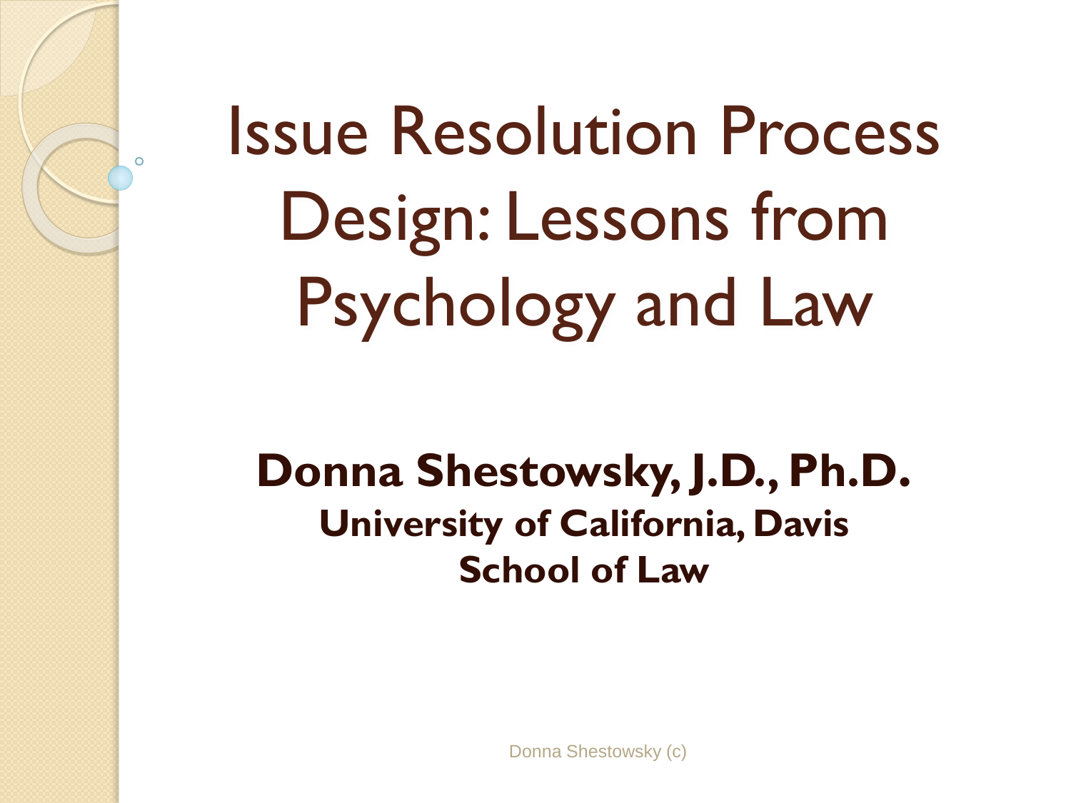# Issue Resolution Process Design: Lessons from Psychology and Law

**Donna Shestowsky, J.D., Ph.D.**

**University of California, Davis**
**School of Law**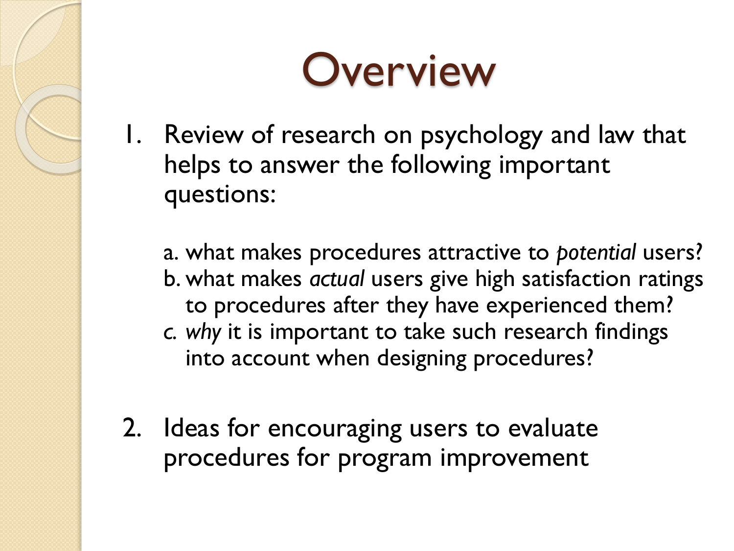# Overview

1. Review of research on psychology and law that helps to answer the following important questions:

   a. what makes procedures attractive to *potential* users?
   b. what makes *actual* users give high satisfaction ratings to procedures after they have experienced them?
   c. *why* it is important to take such research findings into account when designing procedures?

2. Ideas for encouraging users to evaluate procedures for program improvement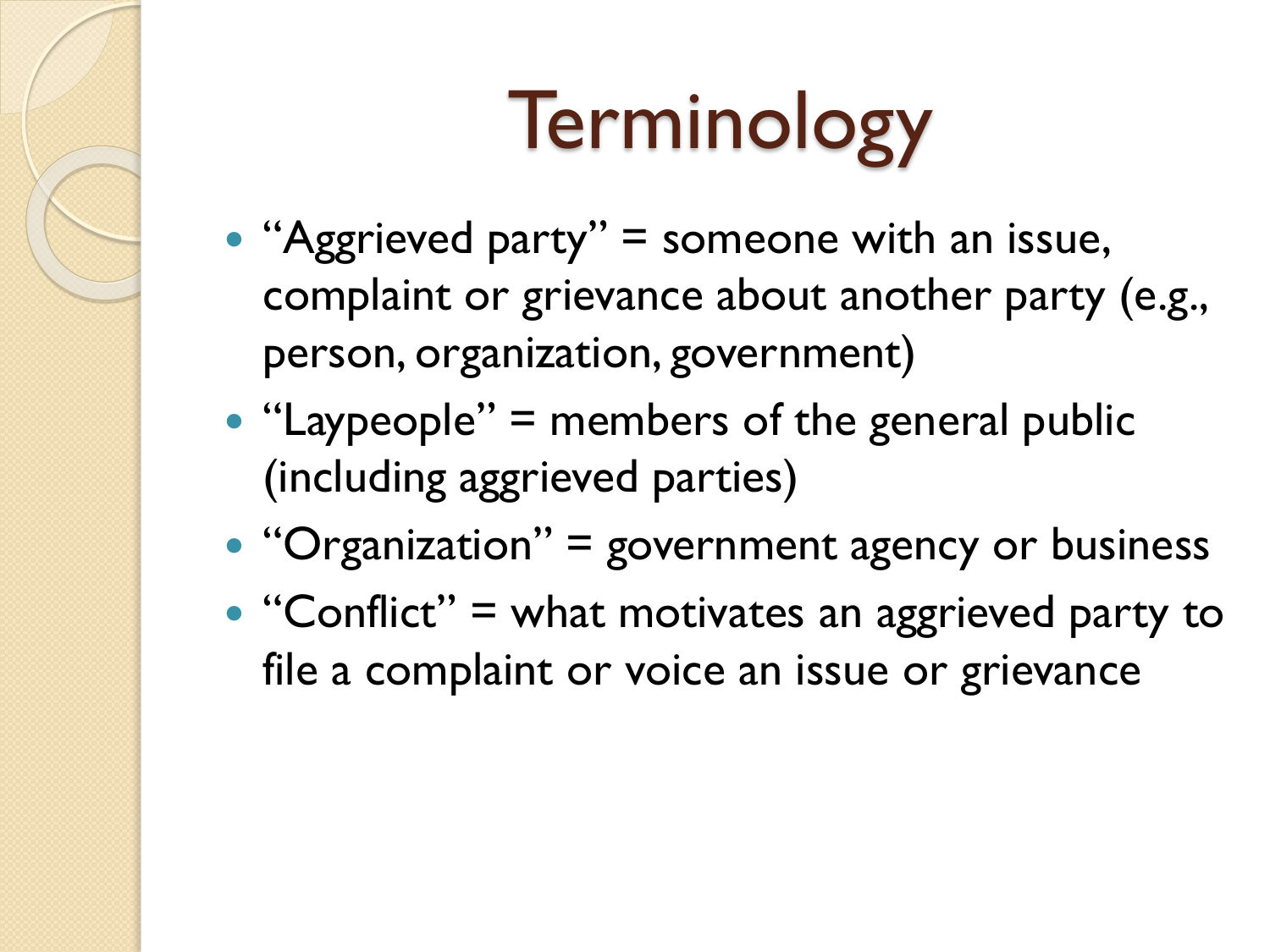# Terminology

- "Aggrieved party" = someone with an issue, complaint or grievance about another party (e.g., person, organization, government)
- "Laypeople" = members of the general public (including aggrieved parties)
- "Organization" = government agency or business
- "Conflict" = what motivates an aggrieved party to file a complaint or voice an issue or grievance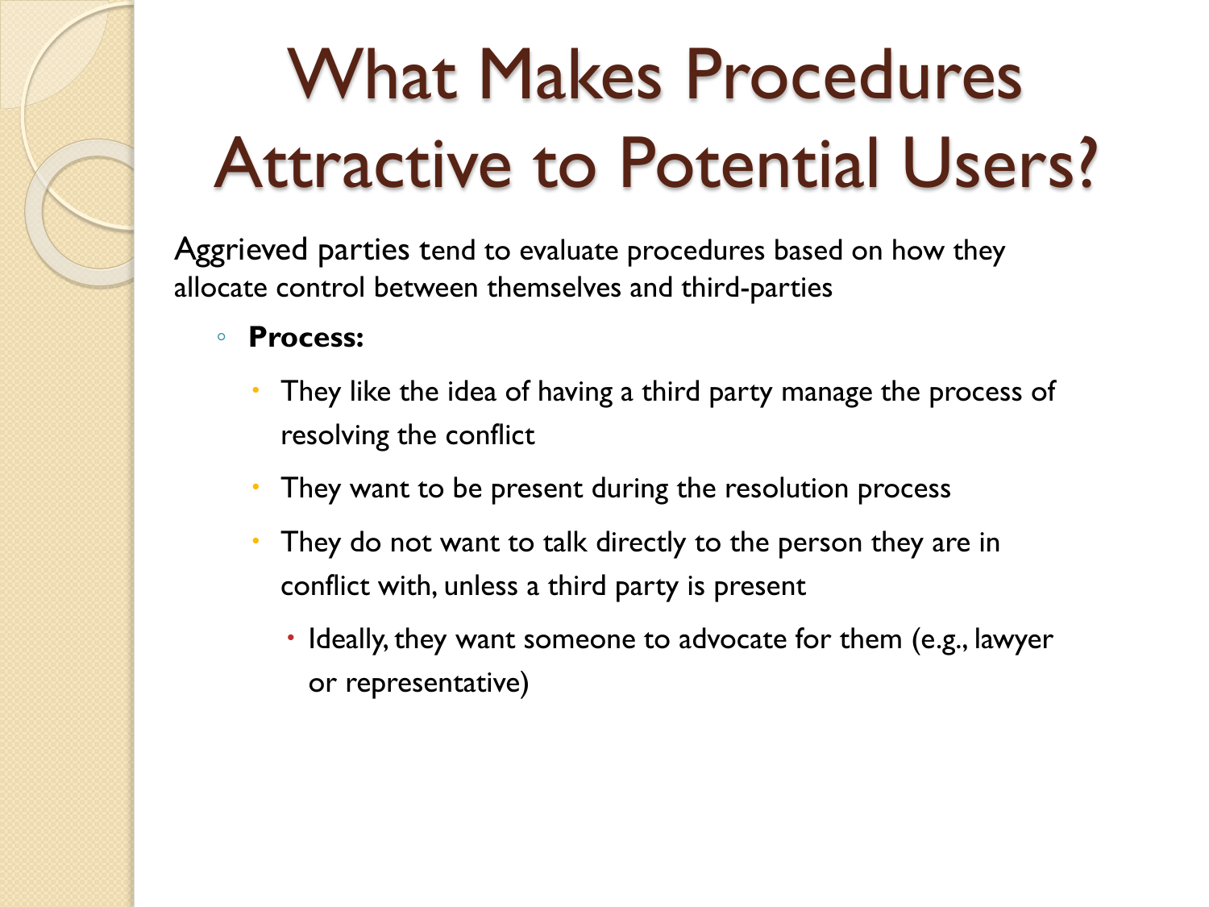# What Makes Procedures Attractive to Potential Users?

Aggrieved parties tend to evaluate procedures based on how they allocate control between themselves and third-parties

- **Process:**
  - They like the idea of having a third party manage the process of resolving the conflict
  - They want to be present during the resolution process
  - They do not want to talk directly to the person they are in conflict with, unless a third party is present
    - Ideally, they want someone to advocate for them (e.g., lawyer or representative)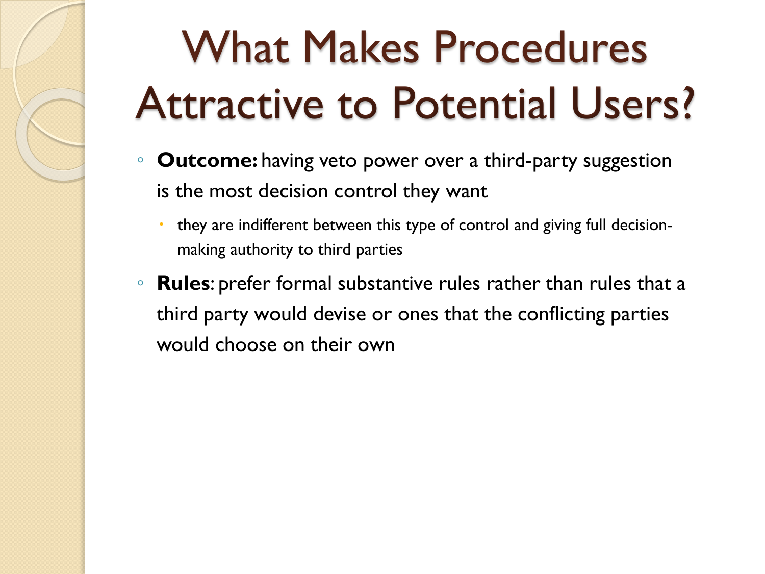# What Makes Procedures Attractive to Potential Users?

- **Outcome:** having veto power over a third-party suggestion is the most decision control they want
  - they are indifferent between this type of control and giving full decision-making authority to third parties
- **Rules**: prefer formal substantive rules rather than rules that a third party would devise or ones that the conflicting parties would choose on their own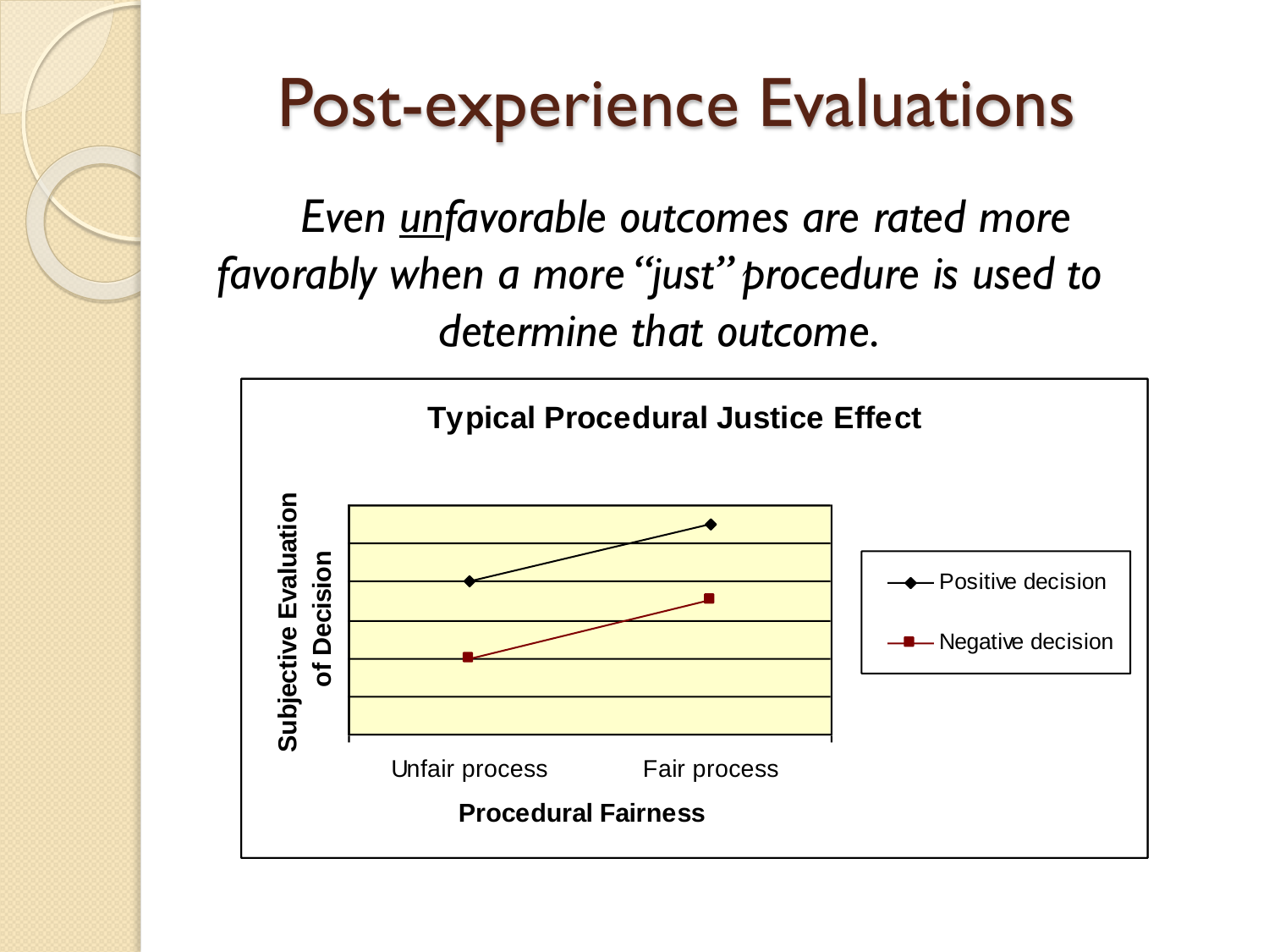# Post-experience Evaluations

*Even <u>un</u>favorable outcomes are rated more favorably when a more "just" procedure is used to determine that outcome.*

**Typical Procedural Justice Effect**

Subjective Evaluation of Decision

Unfair process | Fair process

**Procedural Fairness**

- Positive decision
- Negative decision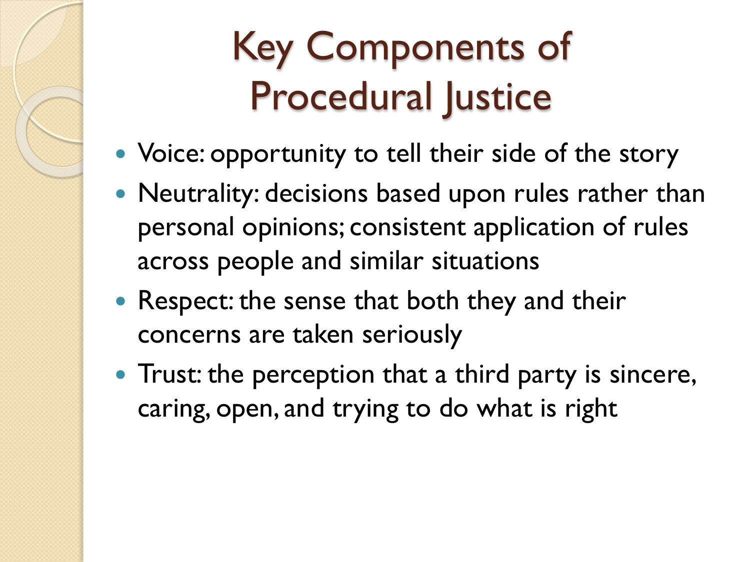# Key Components of Procedural Justice

- Voice: opportunity to tell their side of the story
- Neutrality: decisions based upon rules rather than personal opinions; consistent application of rules across people and similar situations
- Respect: the sense that both they and their concerns are taken seriously
- Trust: the perception that a third party is sincere, caring, open, and trying to do what is right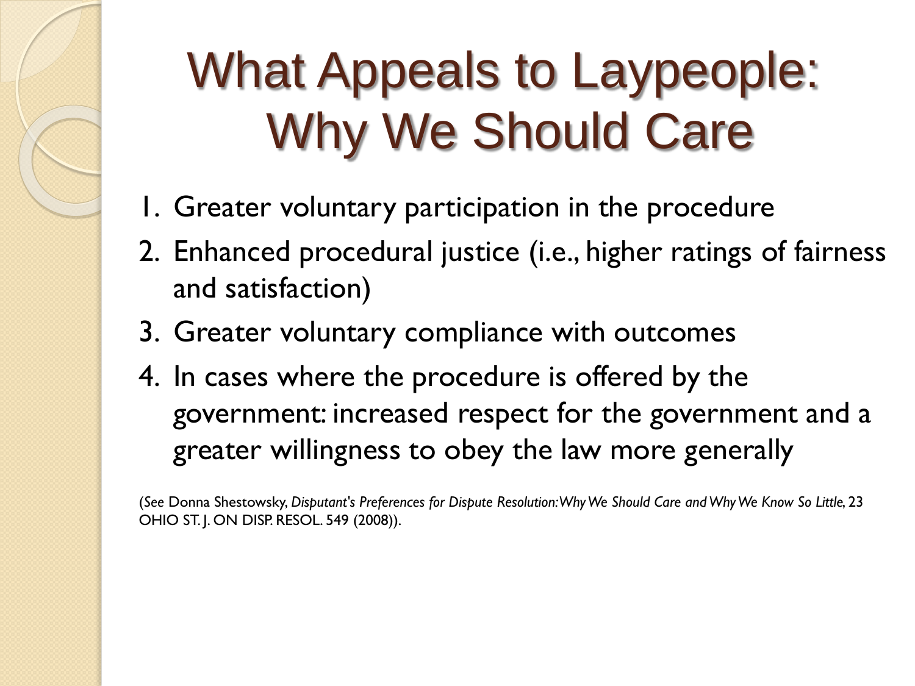# What Appeals to Laypeople: Why We Should Care

1. Greater voluntary participation in the procedure
2. Enhanced procedural justice (i.e., higher ratings of fairness and satisfaction)
3. Greater voluntary compliance with outcomes
4. In cases where the procedure is offered by the government: increased respect for the government and a greater willingness to obey the law more generally

(*See* Donna Shestowsky, *Disputant's Preferences for Dispute Resolution: Why We Should Care and Why We Know So Little*, 23 OHIO ST. J. ON DISP. RESOL. 549 (2008)).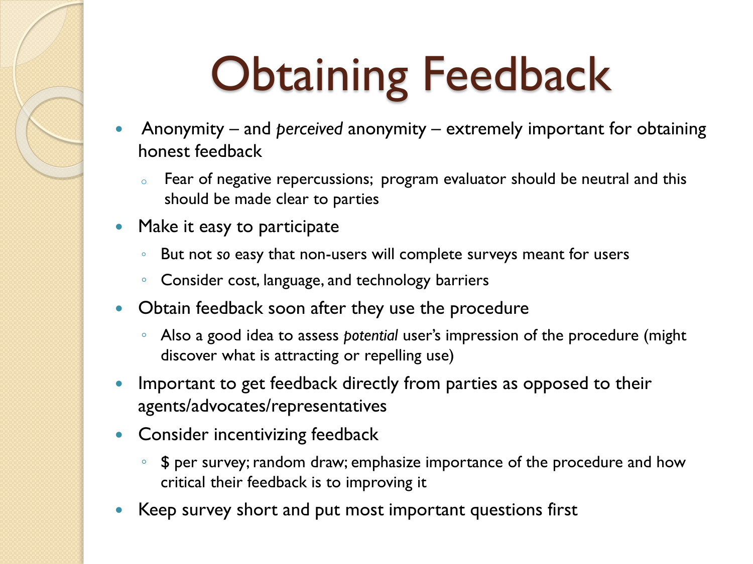# Obtaining Feedback

- Anonymity – and *perceived* anonymity – extremely important for obtaining honest feedback
  - Fear of negative repercussions; program evaluator should be neutral and this should be made clear to parties
- Make it easy to participate
  - But not *so* easy that non-users will complete surveys meant for users
  - Consider cost, language, and technology barriers
- Obtain feedback soon after they use the procedure
  - Also a good idea to assess *potential* user's impression of the procedure (might discover what is attracting or repelling use)
- Important to get feedback directly from parties as opposed to their agents/advocates/representatives
- Consider incentivizing feedback
  - $ per survey; random draw; emphasize importance of the procedure and how critical their feedback is to improving it
- Keep survey short and put most important questions first